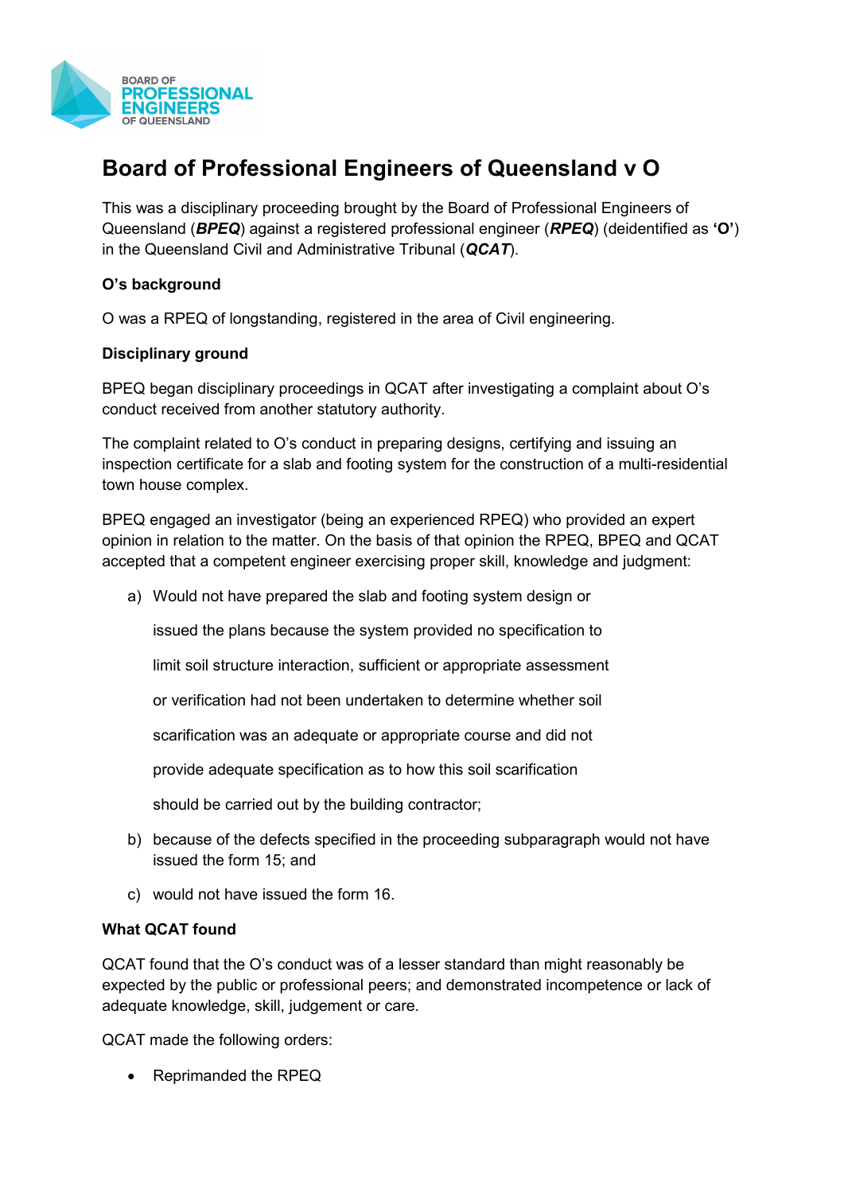# Board of Professional Engineers of Queensland v O

This was a disciplinary proceeding brought by the Board of Professional Engineers of Queensland (***BPEQ***) against a registered professional engineer (***RPEQ***) (deidentified as **'O'**) in the Queensland Civil and Administrative Tribunal (***QCAT***).

**O's background**

O was a RPEQ of longstanding, registered in the area of Civil engineering.

**Disciplinary ground**

BPEQ began disciplinary proceedings in QCAT after investigating a complaint about O's conduct received from another statutory authority.

The complaint related to O's conduct in preparing designs, certifying and issuing an inspection certificate for a slab and footing system for the construction of a multi-residential town house complex.

BPEQ engaged an investigator (being an experienced RPEQ) who provided an expert opinion in relation to the matter. On the basis of that opinion the RPEQ, BPEQ and QCAT accepted that a competent engineer exercising proper skill, knowledge and judgment:

a) Would not have prepared the slab and footing system design or issued the plans because the system provided no specification to limit soil structure interaction, sufficient or appropriate assessment or verification had not been undertaken to determine whether soil scarification was an adequate or appropriate course and did not provide adequate specification as to how this soil scarification should be carried out by the building contractor;

b) because of the defects specified in the proceeding subparagraph would not have issued the form 15; and

c) would not have issued the form 16.

**What QCAT found**

QCAT found that the O's conduct was of a lesser standard than might reasonably be expected by the public or professional peers; and demonstrated incompetence or lack of adequate knowledge, skill, judgement or care.

QCAT made the following orders:

- Reprimanded the RPEQ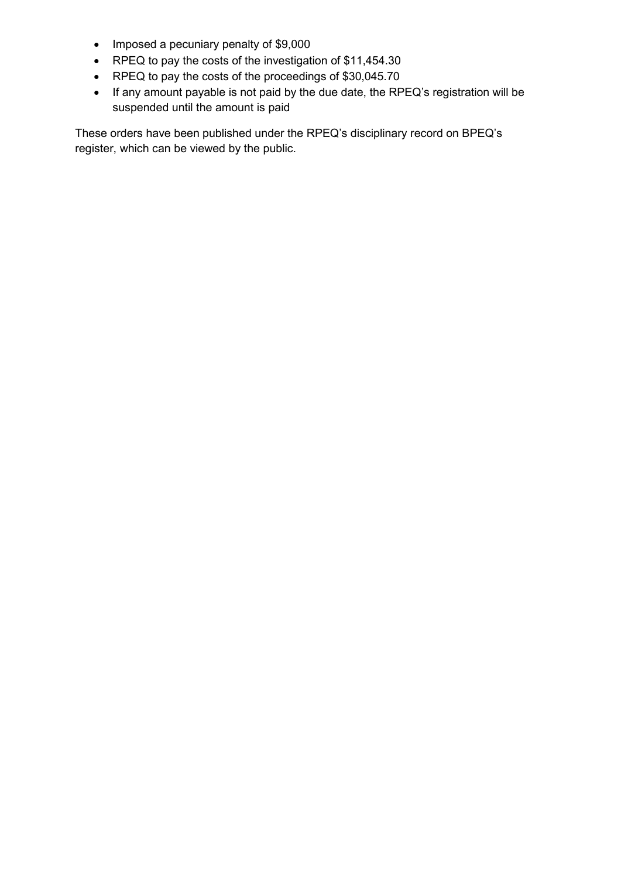- Imposed a pecuniary penalty of $9,000
- RPEQ to pay the costs of the investigation of $11,454.30
- RPEQ to pay the costs of the proceedings of $30,045.70
- If any amount payable is not paid by the due date, the RPEQ's registration will be suspended until the amount is paid

These orders have been published under the RPEQ's disciplinary record on BPEQ's register, which can be viewed by the public.